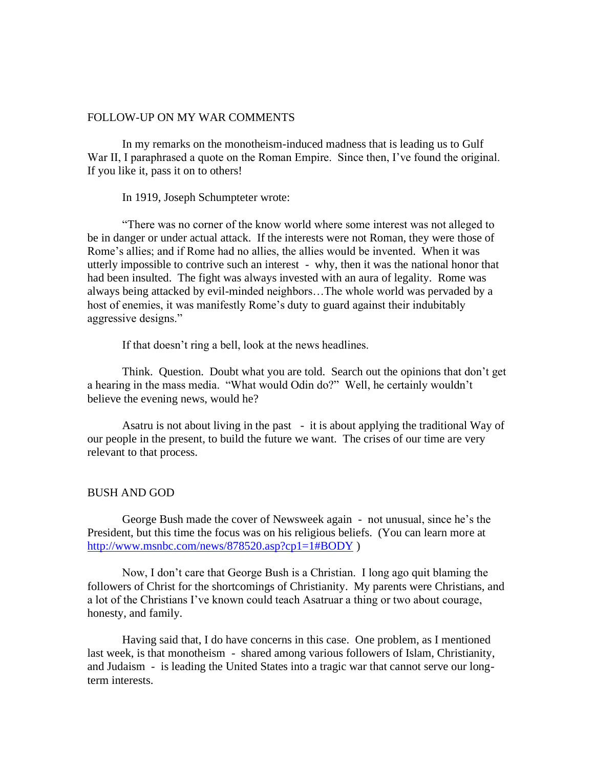## FOLLOW-UP ON MY WAR COMMENTS

In my remarks on the monotheism-induced madness that is leading us to Gulf War II, I paraphrased a quote on the Roman Empire. Since then, I've found the original. If you like it, pass it on to others!

In 1919, Joseph Schumpteter wrote:

"There was no corner of the know world where some interest was not alleged to be in danger or under actual attack. If the interests were not Roman, they were those of Rome's allies; and if Rome had no allies, the allies would be invented. When it was utterly impossible to contrive such an interest - why, then it was the national honor that had been insulted. The fight was always invested with an aura of legality. Rome was always being attacked by evil-minded neighbors…The whole world was pervaded by a host of enemies, it was manifestly Rome's duty to guard against their indubitably aggressive designs."

If that doesn't ring a bell, look at the news headlines.

Think. Question. Doubt what you are told. Search out the opinions that don't get a hearing in the mass media. "What would Odin do?" Well, he certainly wouldn't believe the evening news, would he?

Asatru is not about living in the past - it is about applying the traditional Way of our people in the present, to build the future we want. The crises of our time are very relevant to that process.

## BUSH AND GOD

George Bush made the cover of Newsweek again - not unusual, since he's the President, but this time the focus was on his religious beliefs. (You can learn more at http://www.msnbc.com/news/878520.asp?cp1=1#BODY )

Now, I don't care that George Bush is a Christian. I long ago quit blaming the followers of Christ for the shortcomings of Christianity. My parents were Christians, and a lot of the Christians I've known could teach Asatruar a thing or two about courage, honesty, and family.

Having said that, I do have concerns in this case. One problem, as I mentioned last week, is that monotheism - shared among various followers of Islam, Christianity, and Judaism - is leading the United States into a tragic war that cannot serve our long-term interests.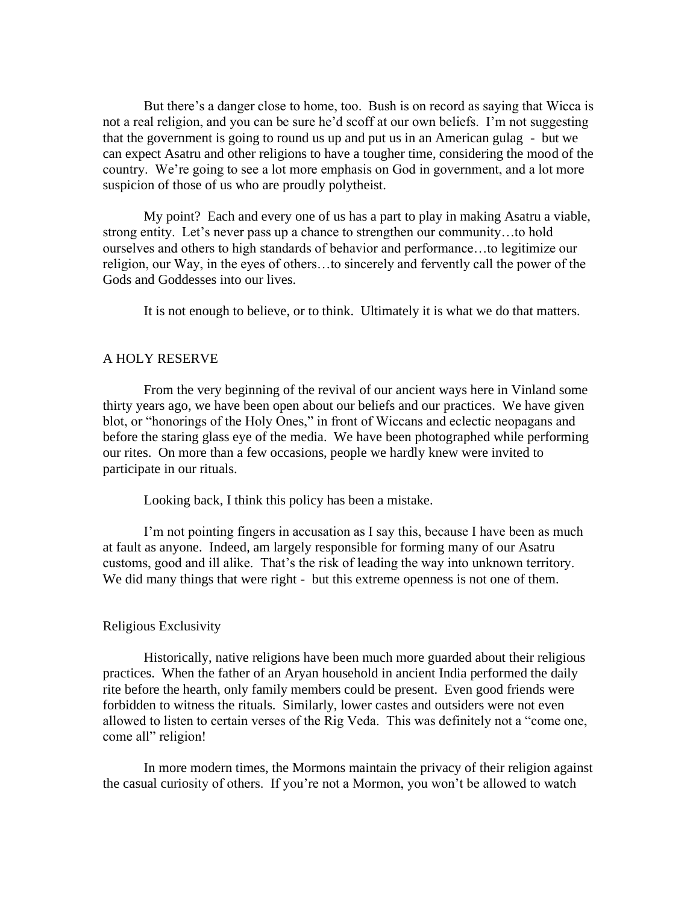But there's a danger close to home, too. Bush is on record as saying that Wicca is not a real religion, and you can be sure he'd scoff at our own beliefs. I'm not suggesting that the government is going to round us up and put us in an American gulag - but we can expect Asatru and other religions to have a tougher time, considering the mood of the country. We're going to see a lot more emphasis on God in government, and a lot more suspicion of those of us who are proudly polytheist.

My point? Each and every one of us has a part to play in making Asatru a viable, strong entity. Let's never pass up a chance to strengthen our community…to hold ourselves and others to high standards of behavior and performance…to legitimize our religion, our Way, in the eyes of others…to sincerely and fervently call the power of the Gods and Goddesses into our lives.

It is not enough to believe, or to think. Ultimately it is what we do that matters.

## A HOLY RESERVE

From the very beginning of the revival of our ancient ways here in Vinland some thirty years ago, we have been open about our beliefs and our practices. We have given blot, or "honorings of the Holy Ones," in front of Wiccans and eclectic neopagans and before the staring glass eye of the media. We have been photographed while performing our rites. On more than a few occasions, people we hardly knew were invited to participate in our rituals.

Looking back, I think this policy has been a mistake.

I'm not pointing fingers in accusation as I say this, because I have been as much at fault as anyone. Indeed, am largely responsible for forming many of our Asatru customs, good and ill alike. That's the risk of leading the way into unknown territory. We did many things that were right - but this extreme openness is not one of them.

### Religious Exclusivity

Historically, native religions have been much more guarded about their religious practices. When the father of an Aryan household in ancient India performed the daily rite before the hearth, only family members could be present. Even good friends were forbidden to witness the rituals. Similarly, lower castes and outsiders were not even allowed to listen to certain verses of the Rig Veda. This was definitely not a "come one, come all" religion!

In more modern times, the Mormons maintain the privacy of their religion against the casual curiosity of others. If you're not a Mormon, you won't be allowed to watch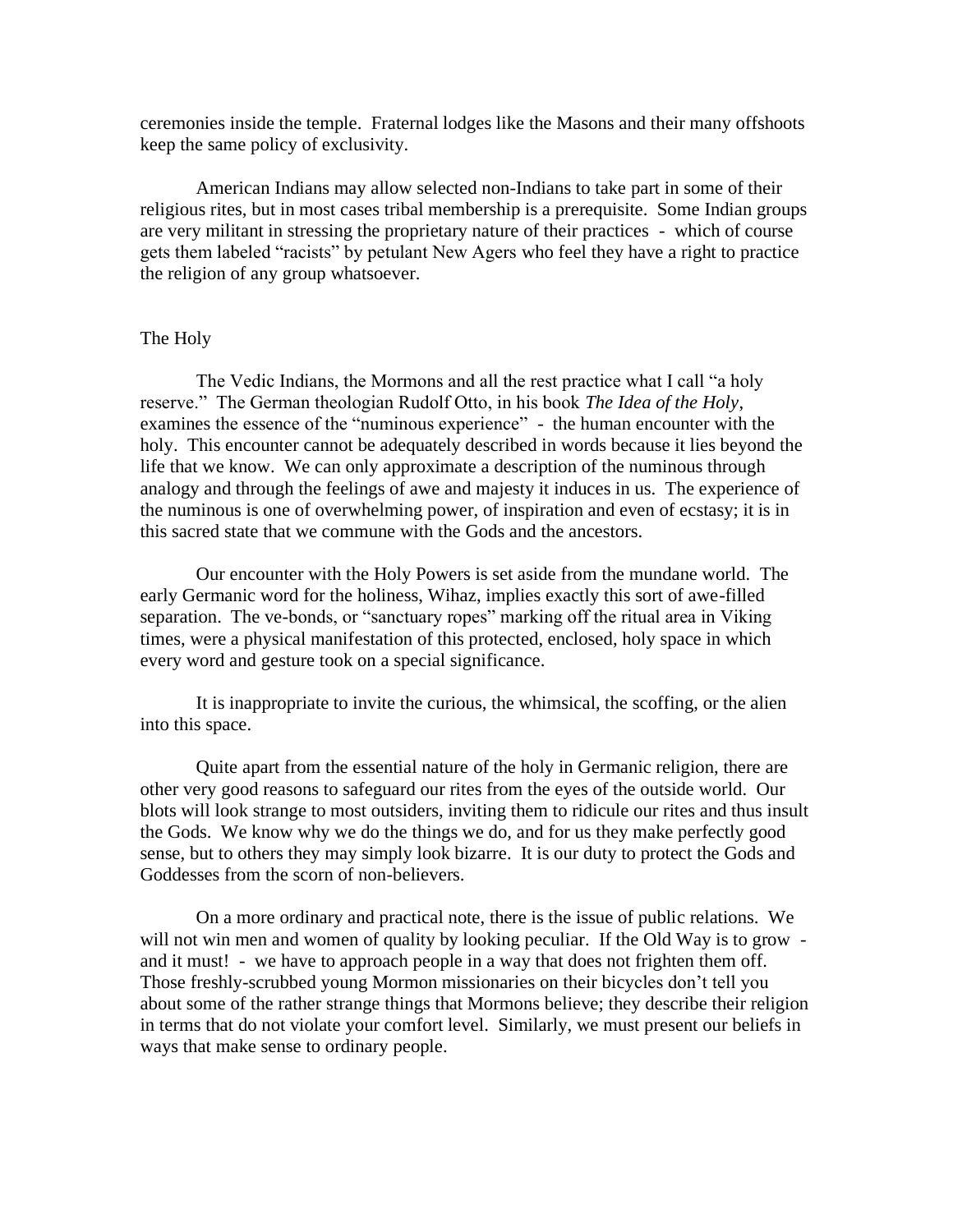ceremonies inside the temple. Fraternal lodges like the Masons and their many offshoots keep the same policy of exclusivity.

American Indians may allow selected non-Indians to take part in some of their religious rites, but in most cases tribal membership is a prerequisite. Some Indian groups are very militant in stressing the proprietary nature of their practices - which of course gets them labeled "racists" by petulant New Agers who feel they have a right to practice the religion of any group whatsoever.

## The Holy

The Vedic Indians, the Mormons and all the rest practice what I call "a holy reserve." The German theologian Rudolf Otto, in his book *The Idea of the Holy*, examines the essence of the "numinous experience" - the human encounter with the holy. This encounter cannot be adequately described in words because it lies beyond the life that we know. We can only approximate a description of the numinous through analogy and through the feelings of awe and majesty it induces in us. The experience of the numinous is one of overwhelming power, of inspiration and even of ecstasy; it is in this sacred state that we commune with the Gods and the ancestors.

Our encounter with the Holy Powers is set aside from the mundane world. The early Germanic word for the holiness, Wihaz, implies exactly this sort of awe-filled separation. The ve-bonds, or "sanctuary ropes" marking off the ritual area in Viking times, were a physical manifestation of this protected, enclosed, holy space in which every word and gesture took on a special significance.

It is inappropriate to invite the curious, the whimsical, the scoffing, or the alien into this space.

Quite apart from the essential nature of the holy in Germanic religion, there are other very good reasons to safeguard our rites from the eyes of the outside world. Our blots will look strange to most outsiders, inviting them to ridicule our rites and thus insult the Gods. We know why we do the things we do, and for us they make perfectly good sense, but to others they may simply look bizarre. It is our duty to protect the Gods and Goddesses from the scorn of non-believers.

On a more ordinary and practical note, there is the issue of public relations. We will not win men and women of quality by looking peculiar. If the Old Way is to grow - and it must! - we have to approach people in a way that does not frighten them off. Those freshly-scrubbed young Mormon missionaries on their bicycles don't tell you about some of the rather strange things that Mormons believe; they describe their religion in terms that do not violate your comfort level. Similarly, we must present our beliefs in ways that make sense to ordinary people.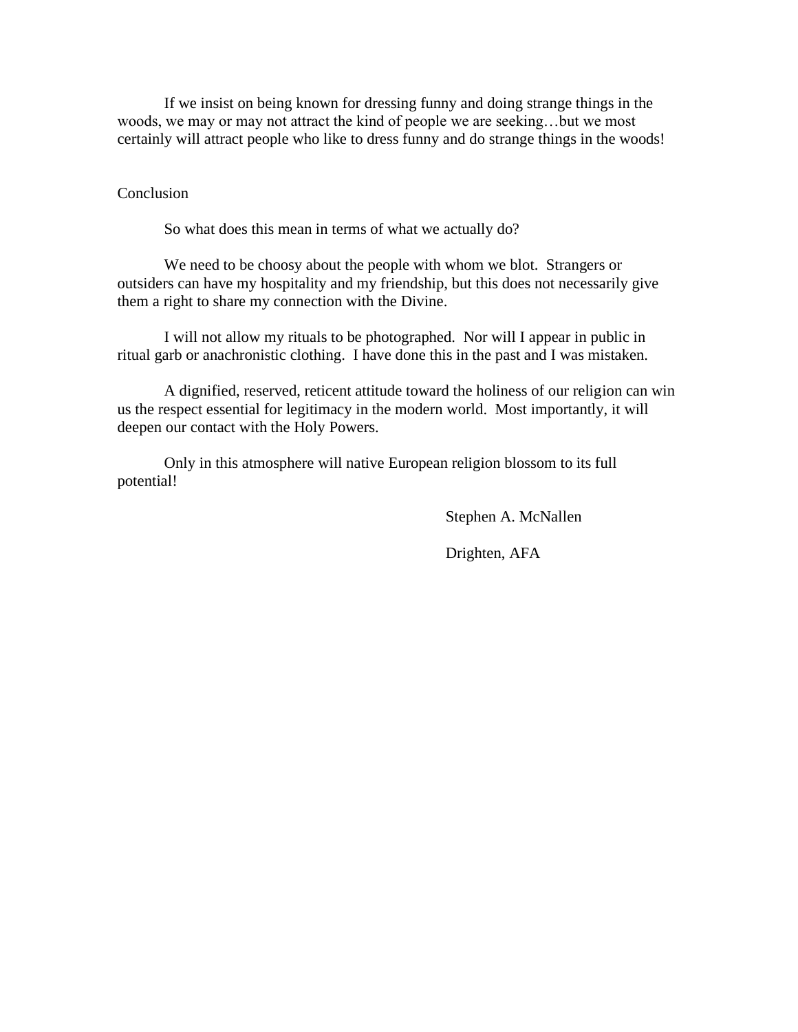If we insist on being known for dressing funny and doing strange things in the woods, we may or may not attract the kind of people we are seeking…but we most certainly will attract people who like to dress funny and do strange things in the woods!

## Conclusion

So what does this mean in terms of what we actually do?

We need to be choosy about the people with whom we blot. Strangers or outsiders can have my hospitality and my friendship, but this does not necessarily give them a right to share my connection with the Divine.

I will not allow my rituals to be photographed. Nor will I appear in public in ritual garb or anachronistic clothing. I have done this in the past and I was mistaken.

A dignified, reserved, reticent attitude toward the holiness of our religion can win us the respect essential for legitimacy in the modern world. Most importantly, it will deepen our contact with the Holy Powers.

Only in this atmosphere will native European religion blossom to its full potential!

Stephen A. McNallen

Drighten, AFA